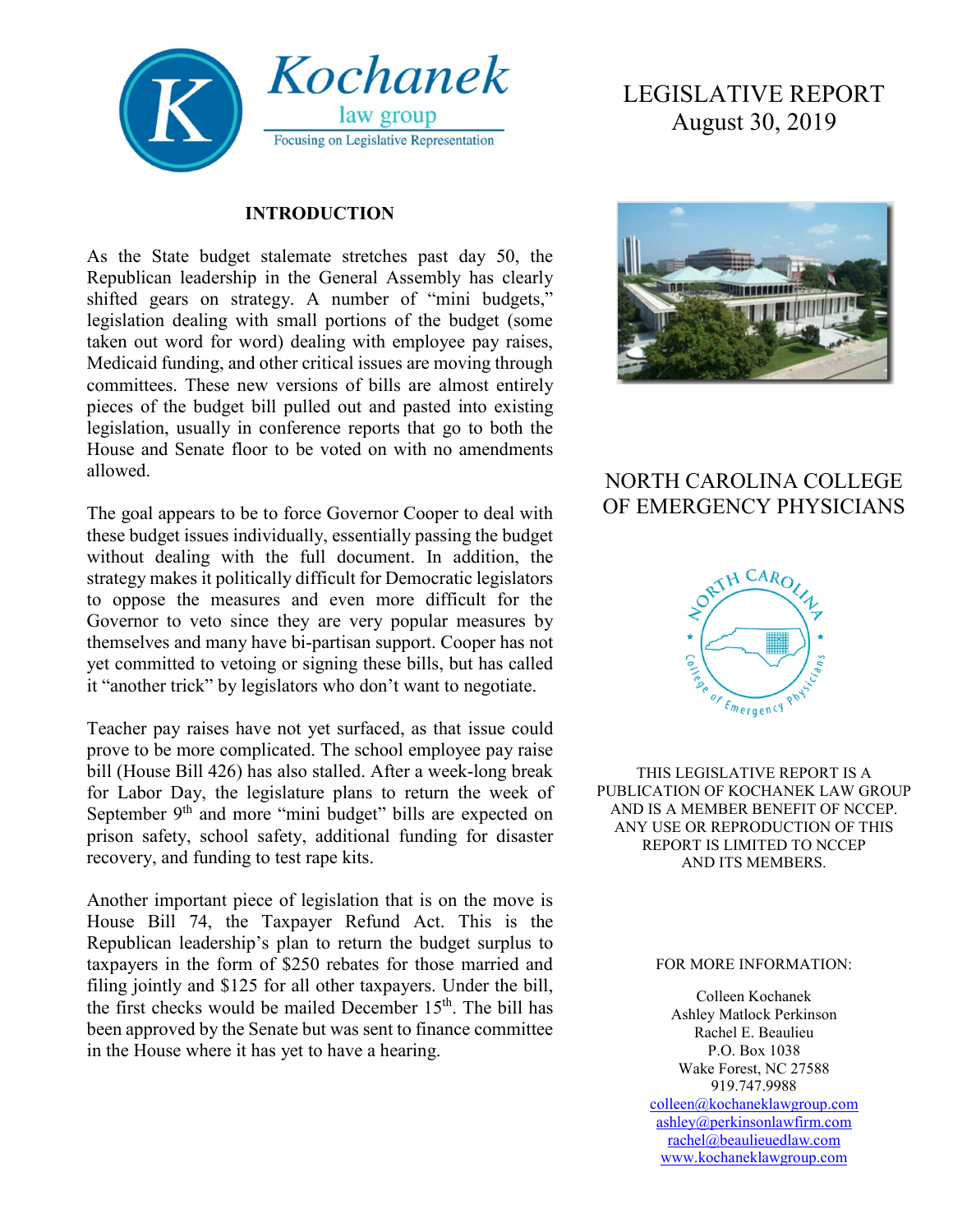**Kochanek**
law group
Focusing on Legislative Representation

# LEGISLATIVE REPORT
August 30, 2019

## INTRODUCTION

As the State budget stalemate stretches past day 50, the Republican leadership in the General Assembly has clearly shifted gears on strategy. A number of "mini budgets," legislation dealing with small portions of the budget (some taken out word for word) dealing with employee pay raises, Medicaid funding, and other critical issues are moving through committees. These new versions of bills are almost entirely pieces of the budget bill pulled out and pasted into existing legislation, usually in conference reports that go to both the House and Senate floor to be voted on with no amendments allowed.

The goal appears to be to force Governor Cooper to deal with these budget issues individually, essentially passing the budget without dealing with the full document. In addition, the strategy makes it politically difficult for Democratic legislators to oppose the measures and even more difficult for the Governor to veto since they are very popular measures by themselves and many have bi-partisan support. Cooper has not yet committed to vetoing or signing these bills, but has called it "another trick" by legislators who don't want to negotiate.

Teacher pay raises have not yet surfaced, as that issue could prove to be more complicated. The school employee pay raise bill (House Bill 426) has also stalled. After a week-long break for Labor Day, the legislature plans to return the week of September 9th and more "mini budget" bills are expected on prison safety, school safety, additional funding for disaster recovery, and funding to test rape kits.

Another important piece of legislation that is on the move is House Bill 74, the Taxpayer Refund Act. This is the Republican leadership's plan to return the budget surplus to taxpayers in the form of $250 rebates for those married and filing jointly and $125 for all other taxpayers. Under the bill, the first checks would be mailed December 15th. The bill has been approved by the Senate but was sent to finance committee in the House where it has yet to have a hearing.

## NORTH CAROLINA COLLEGE OF EMERGENCY PHYSICIANS

THIS LEGISLATIVE REPORT IS A PUBLICATION OF KOCHANEK LAW GROUP AND IS A MEMBER BENEFIT OF NCCEP. ANY USE OR REPRODUCTION OF THIS REPORT IS LIMITED TO NCCEP AND ITS MEMBERS.

FOR MORE INFORMATION:

Colleen Kochanek
Ashley Matlock Perkinson
Rachel E. Beaulieu
P.O. Box 1038
Wake Forest, NC 27588
919.747.9988
colleen@kochaneklawgroup.com
ashley@perkinsonlawfirm.com
rachel@beaulieuedlaw.com
www.kochaneklawgroup.com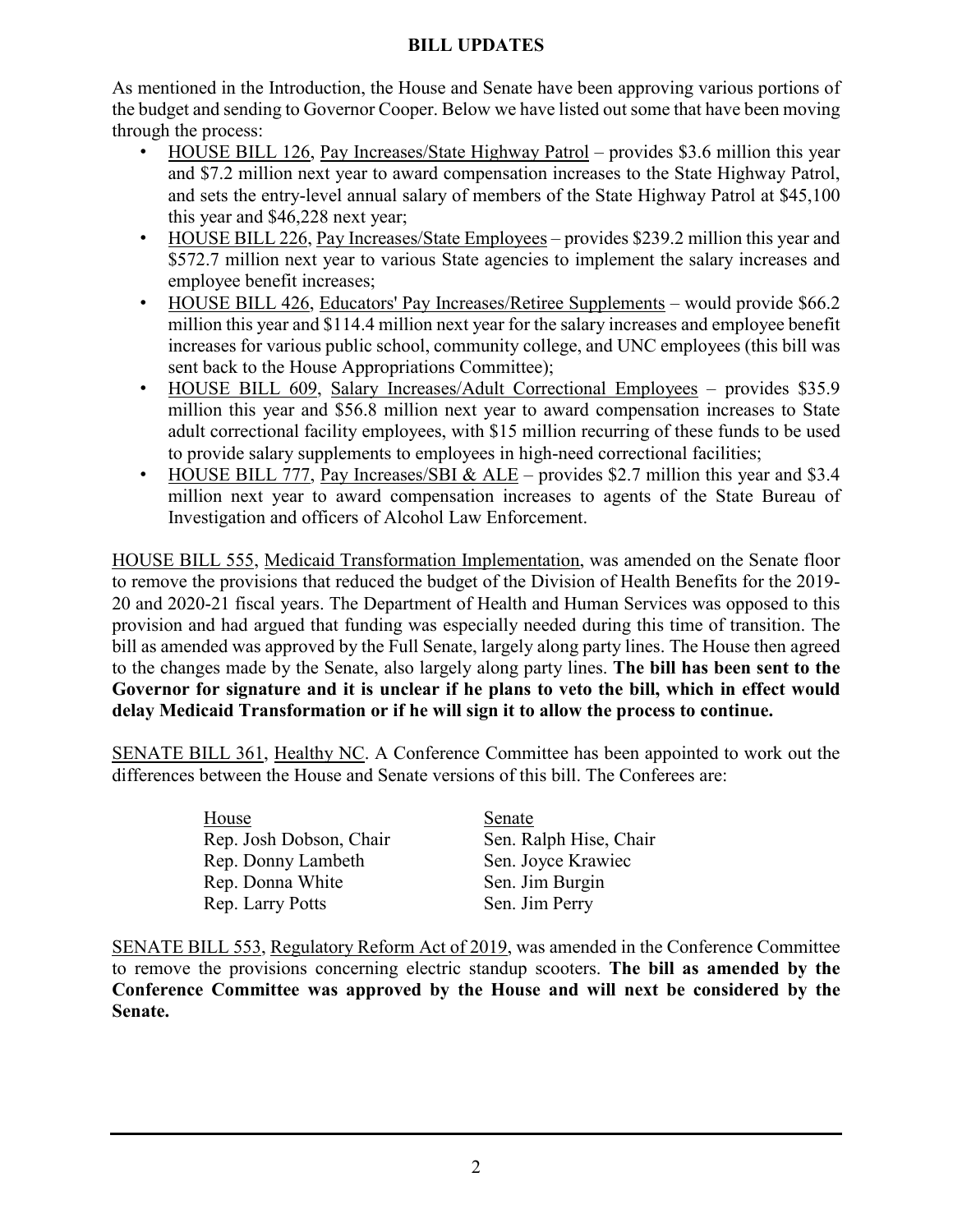## BILL UPDATES

As mentioned in the Introduction, the House and Senate have been approving various portions of the budget and sending to Governor Cooper. Below we have listed out some that have been moving through the process:

- HOUSE BILL 126, Pay Increases/State Highway Patrol – provides $3.6 million this year and $7.2 million next year to award compensation increases to the State Highway Patrol, and sets the entry-level annual salary of members of the State Highway Patrol at $45,100 this year and $46,228 next year;
- HOUSE BILL 226, Pay Increases/State Employees – provides $239.2 million this year and $572.7 million next year to various State agencies to implement the salary increases and employee benefit increases;
- HOUSE BILL 426, Educators' Pay Increases/Retiree Supplements – would provide $66.2 million this year and $114.4 million next year for the salary increases and employee benefit increases for various public school, community college, and UNC employees (this bill was sent back to the House Appropriations Committee);
- HOUSE BILL 609, Salary Increases/Adult Correctional Employees – provides $35.9 million this year and $56.8 million next year to award compensation increases to State adult correctional facility employees, with $15 million recurring of these funds to be used to provide salary supplements to employees in high-need correctional facilities;
- HOUSE BILL 777, Pay Increases/SBI & ALE – provides $2.7 million this year and $3.4 million next year to award compensation increases to agents of the State Bureau of Investigation and officers of Alcohol Law Enforcement.

HOUSE BILL 555, Medicaid Transformation Implementation, was amended on the Senate floor to remove the provisions that reduced the budget of the Division of Health Benefits for the 2019-20 and 2020-21 fiscal years. The Department of Health and Human Services was opposed to this provision and had argued that funding was especially needed during this time of transition. The bill as amended was approved by the Full Senate, largely along party lines. The House then agreed to the changes made by the Senate, also largely along party lines. **The bill has been sent to the Governor for signature and it is unclear if he plans to veto the bill, which in effect would delay Medicaid Transformation or if he will sign it to allow the process to continue.**

SENATE BILL 361, Healthy NC. A Conference Committee has been appointed to work out the differences between the House and Senate versions of this bill. The Conferees are:

| House | Senate |
|---|---|
| Rep. Josh Dobson, Chair | Sen. Ralph Hise, Chair |
| Rep. Donny Lambeth | Sen. Joyce Krawiec |
| Rep. Donna White | Sen. Jim Burgin |
| Rep. Larry Potts | Sen. Jim Perry |

SENATE BILL 553, Regulatory Reform Act of 2019, was amended in the Conference Committee to remove the provisions concerning electric standup scooters. **The bill as amended by the Conference Committee was approved by the House and will next be considered by the Senate.**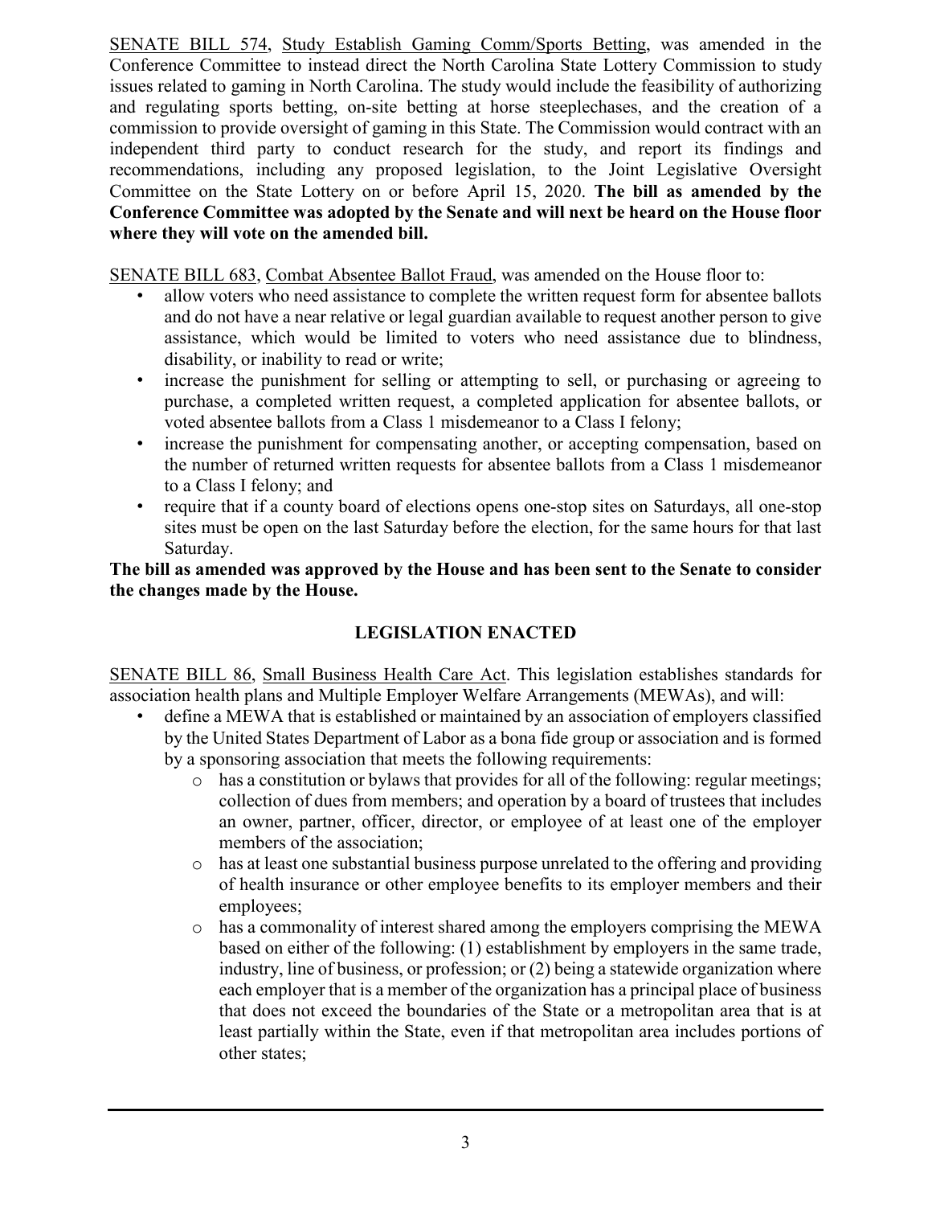SENATE BILL 574, Study Establish Gaming Comm/Sports Betting, was amended in the Conference Committee to instead direct the North Carolina State Lottery Commission to study issues related to gaming in North Carolina. The study would include the feasibility of authorizing and regulating sports betting, on-site betting at horse steeplechases, and the creation of a commission to provide oversight of gaming in this State. The Commission would contract with an independent third party to conduct research for the study, and report its findings and recommendations, including any proposed legislation, to the Joint Legislative Oversight Committee on the State Lottery on or before April 15, 2020. **The bill as amended by the Conference Committee was adopted by the Senate and will next be heard on the House floor where they will vote on the amended bill.**

SENATE BILL 683, Combat Absentee Ballot Fraud, was amended on the House floor to:

- allow voters who need assistance to complete the written request form for absentee ballots and do not have a near relative or legal guardian available to request another person to give assistance, which would be limited to voters who need assistance due to blindness, disability, or inability to read or write;
- increase the punishment for selling or attempting to sell, or purchasing or agreeing to purchase, a completed written request, a completed application for absentee ballots, or voted absentee ballots from a Class 1 misdemeanor to a Class I felony;
- increase the punishment for compensating another, or accepting compensation, based on the number of returned written requests for absentee ballots from a Class 1 misdemeanor to a Class I felony; and
- require that if a county board of elections opens one-stop sites on Saturdays, all one-stop sites must be open on the last Saturday before the election, for the same hours for that last Saturday.

**The bill as amended was approved by the House and has been sent to the Senate to consider the changes made by the House.**

## LEGISLATION ENACTED

SENATE BILL 86, Small Business Health Care Act. This legislation establishes standards for association health plans and Multiple Employer Welfare Arrangements (MEWAs), and will:

- define a MEWA that is established or maintained by an association of employers classified by the United States Department of Labor as a bona fide group or association and is formed by a sponsoring association that meets the following requirements:
  - has a constitution or bylaws that provides for all of the following: regular meetings; collection of dues from members; and operation by a board of trustees that includes an owner, partner, officer, director, or employee of at least one of the employer members of the association;
  - has at least one substantial business purpose unrelated to the offering and providing of health insurance or other employee benefits to its employer members and their employees;
  - has a commonality of interest shared among the employers comprising the MEWA based on either of the following: (1) establishment by employers in the same trade, industry, line of business, or profession; or (2) being a statewide organization where each employer that is a member of the organization has a principal place of business that does not exceed the boundaries of the State or a metropolitan area that is at least partially within the State, even if that metropolitan area includes portions of other states;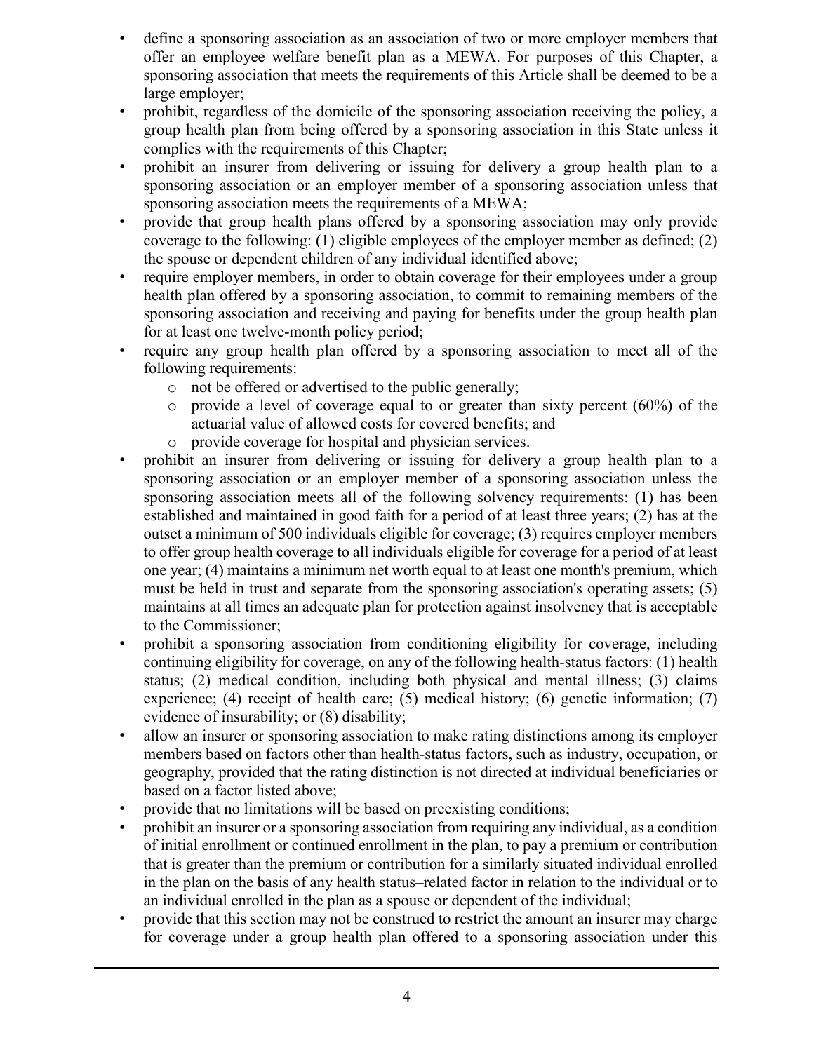- define a sponsoring association as an association of two or more employer members that offer an employee welfare benefit plan as a MEWA. For purposes of this Chapter, a sponsoring association that meets the requirements of this Article shall be deemed to be a large employer;
- prohibit, regardless of the domicile of the sponsoring association receiving the policy, a group health plan from being offered by a sponsoring association in this State unless it complies with the requirements of this Chapter;
- prohibit an insurer from delivering or issuing for delivery a group health plan to a sponsoring association or an employer member of a sponsoring association unless that sponsoring association meets the requirements of a MEWA;
- provide that group health plans offered by a sponsoring association may only provide coverage to the following: (1) eligible employees of the employer member as defined; (2) the spouse or dependent children of any individual identified above;
- require employer members, in order to obtain coverage for their employees under a group health plan offered by a sponsoring association, to commit to remaining members of the sponsoring association and receiving and paying for benefits under the group health plan for at least one twelve-month policy period;
- require any group health plan offered by a sponsoring association to meet all of the following requirements:
  - not be offered or advertised to the public generally;
  - provide a level of coverage equal to or greater than sixty percent (60%) of the actuarial value of allowed costs for covered benefits; and
  - provide coverage for hospital and physician services.
- prohibit an insurer from delivering or issuing for delivery a group health plan to a sponsoring association or an employer member of a sponsoring association unless the sponsoring association meets all of the following solvency requirements: (1) has been established and maintained in good faith for a period of at least three years; (2) has at the outset a minimum of 500 individuals eligible for coverage; (3) requires employer members to offer group health coverage to all individuals eligible for coverage for a period of at least one year; (4) maintains a minimum net worth equal to at least one month's premium, which must be held in trust and separate from the sponsoring association's operating assets; (5) maintains at all times an adequate plan for protection against insolvency that is acceptable to the Commissioner;
- prohibit a sponsoring association from conditioning eligibility for coverage, including continuing eligibility for coverage, on any of the following health-status factors: (1) health status; (2) medical condition, including both physical and mental illness; (3) claims experience; (4) receipt of health care; (5) medical history; (6) genetic information; (7) evidence of insurability; or (8) disability;
- allow an insurer or sponsoring association to make rating distinctions among its employer members based on factors other than health-status factors, such as industry, occupation, or geography, provided that the rating distinction is not directed at individual beneficiaries or based on a factor listed above;
- provide that no limitations will be based on preexisting conditions;
- prohibit an insurer or a sponsoring association from requiring any individual, as a condition of initial enrollment or continued enrollment in the plan, to pay a premium or contribution that is greater than the premium or contribution for a similarly situated individual enrolled in the plan on the basis of any health status–related factor in relation to the individual or to an individual enrolled in the plan as a spouse or dependent of the individual;
- provide that this section may not be construed to restrict the amount an insurer may charge for coverage under a group health plan offered to a sponsoring association under this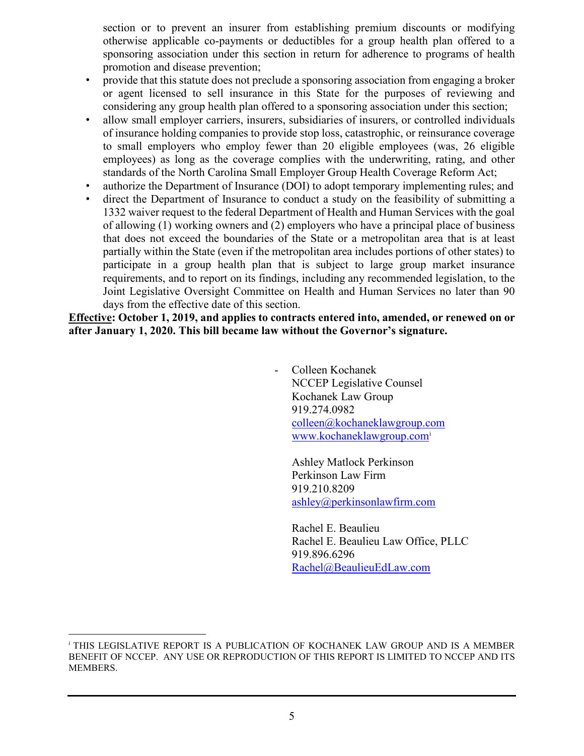section or to prevent an insurer from establishing premium discounts or modifying otherwise applicable co-payments or deductibles for a group health plan offered to a sponsoring association under this section in return for adherence to programs of health promotion and disease prevention;

- provide that this statute does not preclude a sponsoring association from engaging a broker or agent licensed to sell insurance in this State for the purposes of reviewing and considering any group health plan offered to a sponsoring association under this section;
- allow small employer carriers, insurers, subsidiaries of insurers, or controlled individuals of insurance holding companies to provide stop loss, catastrophic, or reinsurance coverage to small employers who employ fewer than 20 eligible employees (was, 26 eligible employees) as long as the coverage complies with the underwriting, rating, and other standards of the North Carolina Small Employer Group Health Coverage Reform Act;
- authorize the Department of Insurance (DOI) to adopt temporary implementing rules; and
- direct the Department of Insurance to conduct a study on the feasibility of submitting a 1332 waiver request to the federal Department of Health and Human Services with the goal of allowing (1) working owners and (2) employers who have a principal place of business that does not exceed the boundaries of the State or a metropolitan area that is at least partially within the State (even if the metropolitan area includes portions of other states) to participate in a group health plan that is subject to large group market insurance requirements, and to report on its findings, including any recommended legislation, to the Joint Legislative Oversight Committee on Health and Human Services no later than 90 days from the effective date of this section.

**Effective: October 1, 2019, and applies to contracts entered into, amended, or renewed on or after January 1, 2020. This bill became law without the Governor's signature.**

\- Colleen Kochanek
NCCEP Legislative Counsel
Kochanek Law Group
919.274.0982
colleen@kochaneklawgroup.com
www.kochaneklawgroup.com[i]

Ashley Matlock Perkinson
Perkinson Law Firm
919.210.8209
ashley@perkinsonlawfirm.com

Rachel E. Beaulieu
Rachel E. Beaulieu Law Office, PLLC
919.896.6296
Rachel@BeaulieuEdLaw.com

---

[i] THIS LEGISLATIVE REPORT IS A PUBLICATION OF KOCHANEK LAW GROUP AND IS A MEMBER BENEFIT OF NCCEP. ANY USE OR REPRODUCTION OF THIS REPORT IS LIMITED TO NCCEP AND ITS MEMBERS.